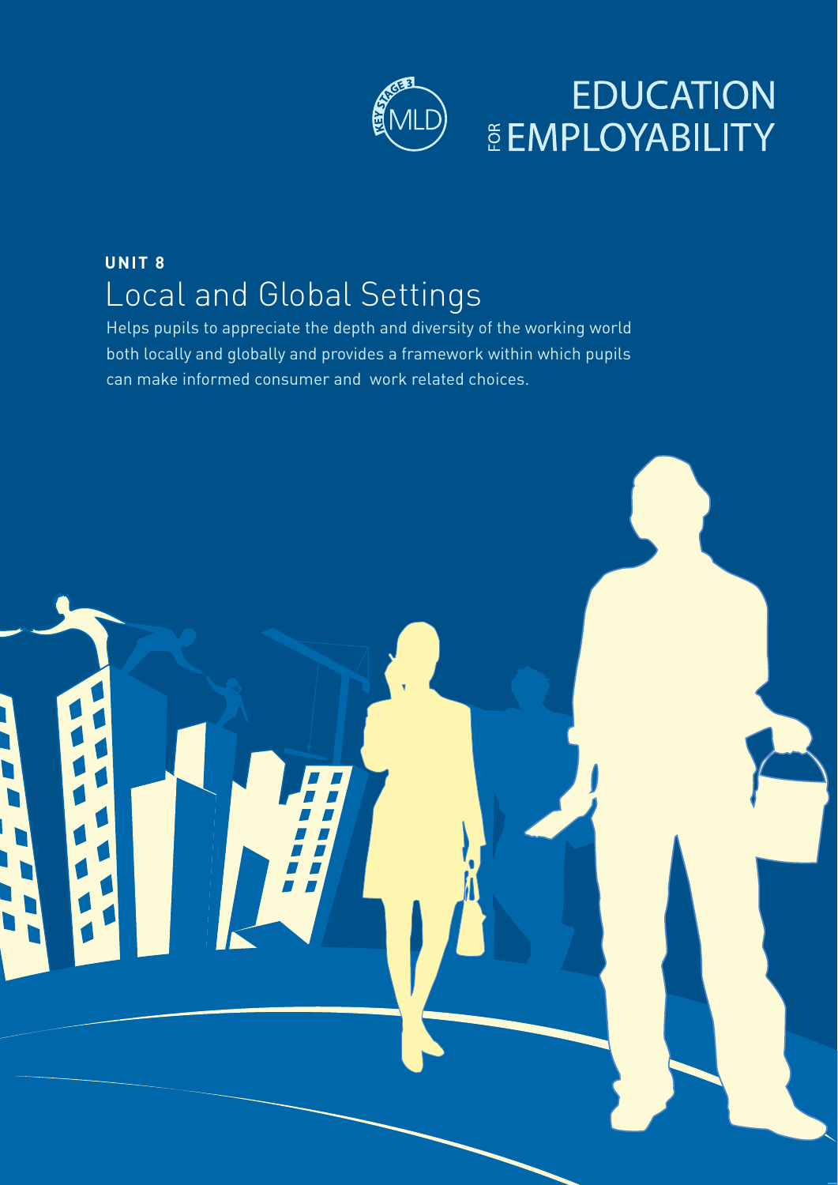KEY STAGE 3 MLD

# EDUCATION FOR EMPLOYABILITY

## UNIT 8
# Local and Global Settings

Helps pupils to appreciate the depth and diversity of the working world both locally and globally and provides a framework within which pupils can make informed consumer and work related choices.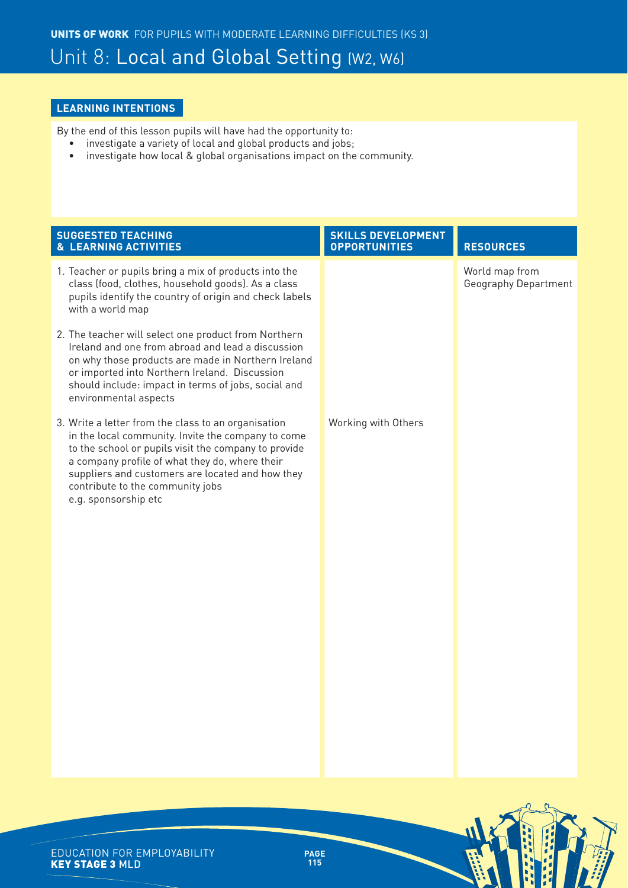**UNITS OF WORK** FOR PUPILS WITH MODERATE LEARNING DIFFICULTIES (KS 3)

# Unit 8: Local and Global Setting (W2, W6)

## LEARNING INTENTIONS

By the end of this lesson pupils will have had the opportunity to:

- investigate a variety of local and global products and jobs;
- investigate how local & global organisations impact on the community.

| SUGGESTED TEACHING & LEARNING ACTIVITIES | SKILLS DEVELOPMENT OPPORTUNITIES | RESOURCES |
|---|---|---|
| 1. Teacher or pupils bring a mix of products into the class (food, clothes, household goods). As a class pupils identify the country of origin and check labels with a world map | | World map from Geography Department |
| 2. The teacher will select one product from Northern Ireland and one from abroad and lead a discussion on why those products are made in Northern Ireland or imported into Northern Ireland. Discussion should include: impact in terms of jobs, social and environmental aspects | | |
| 3. Write a letter from the class to an organisation in the local community. Invite the company to come to the school or pupils visit the company to provide a company profile of what they do, where their suppliers and customers are located and how they contribute to the community jobs e.g. sponsorship etc | Working with Others | |